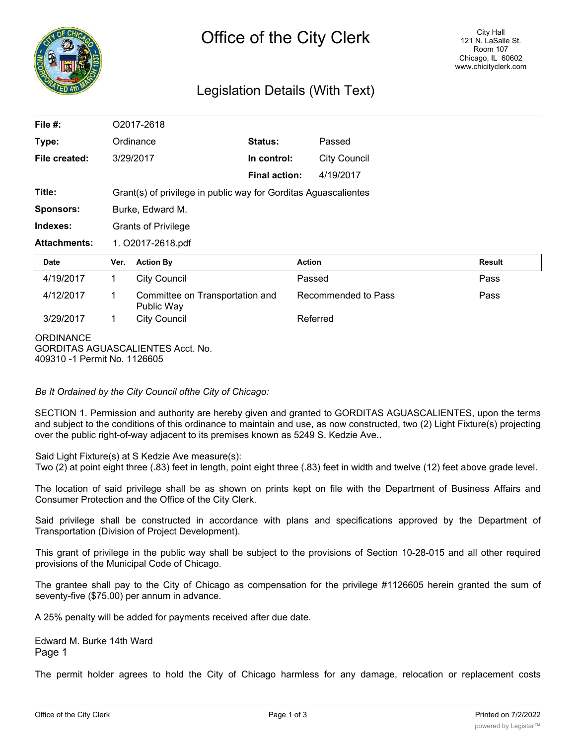# Office of the City Clerk

City Hall
121 N. LaSalle St.
Room 107
Chicago, IL 60602
www.chicityclerk.com

## Legislation Details (With Text)

| | | | |
|---|---|---|---|
| **File #:** | O2017-2618 | | |
| **Type:** | Ordinance | **Status:** | Passed |
| **File created:** | 3/29/2017 | **In control:** | City Council |
| | | **Final action:** | 4/19/2017 |
| **Title:** | Grant(s) of privilege in public way for Gorditas Aguascalientes | | |
| **Sponsors:** | Burke, Edward M. | | |
| **Indexes:** | Grants of Privilege | | |
| **Attachments:** | 1. O2017-2618.pdf | | |

| Date | Ver. | Action By | Action | Result |
|---|---|---|---|---|
| 4/19/2017 | 1 | City Council | Passed | Pass |
| 4/12/2017 | 1 | Committee on Transportation and Public Way | Recommended to Pass | Pass |
| 3/29/2017 | 1 | City Council | Referred | |

ORDINANCE
GORDITAS AGUASCALIENTES Acct. No.
409310 -1 Permit No. 1126605

*Be It Ordained by the City Council ofthe City of Chicago:*

SECTION 1. Permission and authority are hereby given and granted to GORDITAS AGUASCALIENTES, upon the terms and subject to the conditions of this ordinance to maintain and use, as now constructed, two (2) Light Fixture(s) projecting over the public right-of-way adjacent to its premises known as 5249 S. Kedzie Ave..

Said Light Fixture(s) at S Kedzie Ave measure(s):
Two (2) at point eight three (.83) feet in length, point eight three (.83) feet in width and twelve (12) feet above grade level.

The location of said privilege shall be as shown on prints kept on file with the Department of Business Affairs and Consumer Protection and the Office of the City Clerk.

Said privilege shall be constructed in accordance with plans and specifications approved by the Department of Transportation (Division of Project Development).

This grant of privilege in the public way shall be subject to the provisions of Section 10-28-015 and all other required provisions of the Municipal Code of Chicago.

The grantee shall pay to the City of Chicago as compensation for the privilege #1126605 herein granted the sum of seventy-five ($75.00) per annum in advance.

A 25% penalty will be added for payments received after due date.

Edward M. Burke 14th Ward
Page 1

The permit holder agrees to hold the City of Chicago harmless for any damage, relocation or replacement costs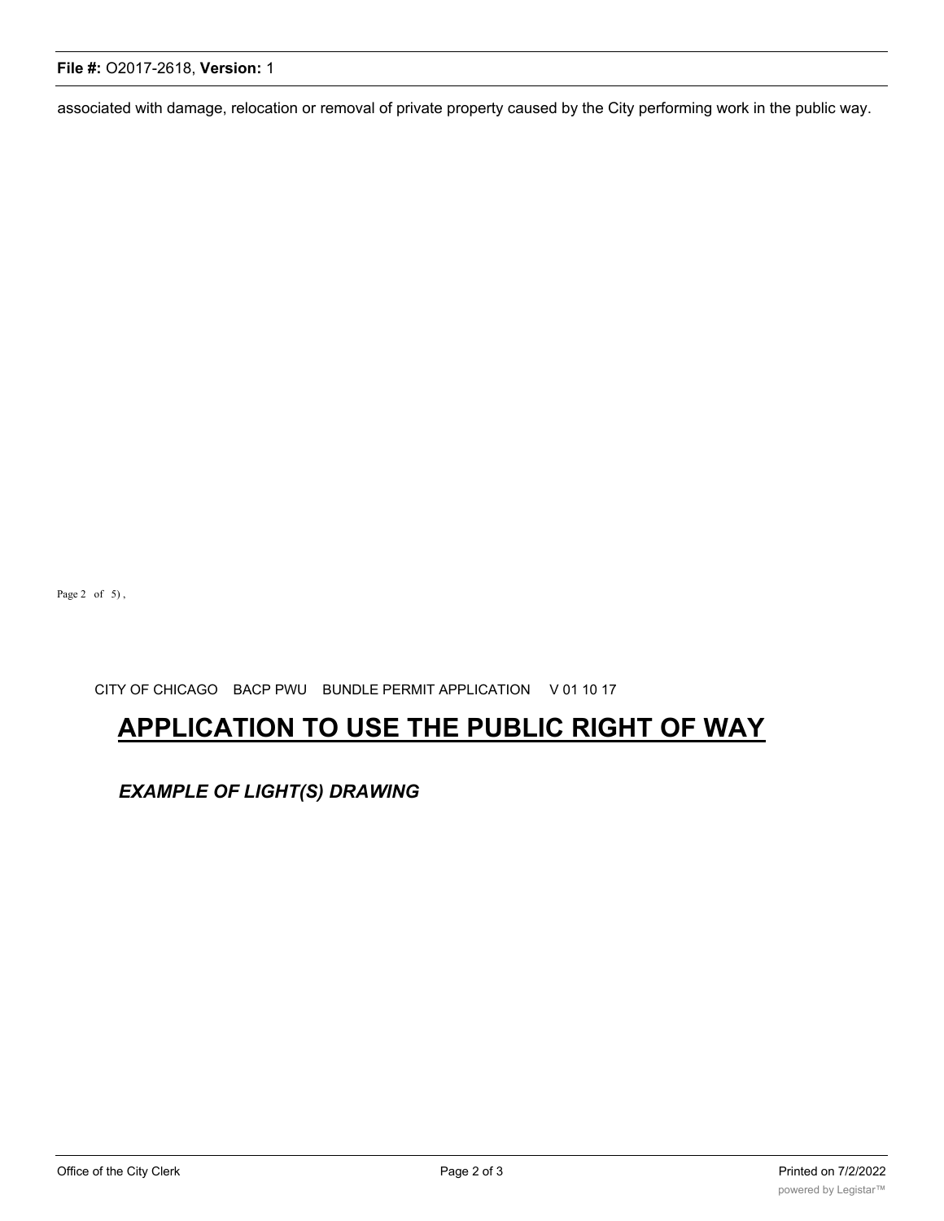associated with damage, relocation or removal of private property caused by the City performing work in the public way.

Page 2 of 5) ,

CITY OF CHICAGO BACP PWU BUNDLE PERMIT APPLICATION V 01 10 17

# APPLICATION TO USE THE PUBLIC RIGHT OF WAY

***EXAMPLE OF LIGHT(S) DRAWING***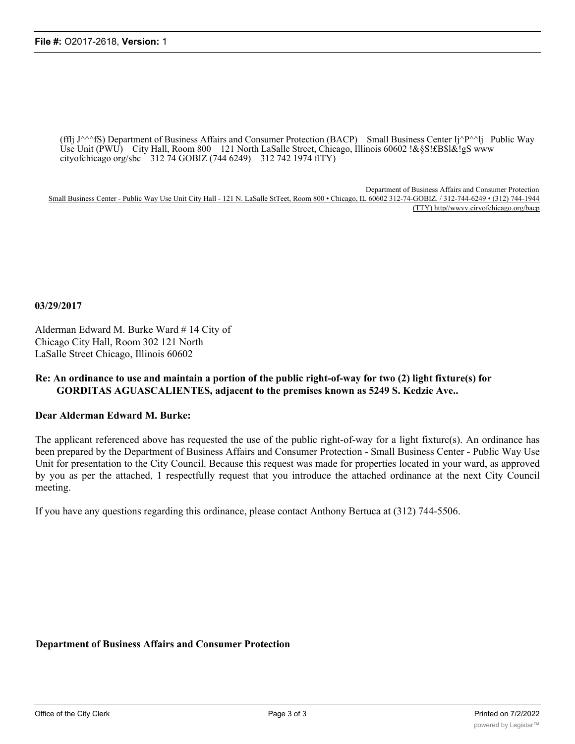(fflj J^^^fS) Department of Business Affairs and Consumer Protection (BACP) Small Business Center Ij^P^^lj Public Way Use Unit (PWU) City Hall, Room 800 121 North LaSalle Street, Chicago, Illinois 60602 !&§S!£B$l&!gS www cityofchicago org/sbc 312 74 GOBIZ (744 6249) 312 742 1974 flTY)

Department of Business Affairs and Consumer Protection
Small Business Center - Public Way Use Unit City Hall - 121 N. LaSalle StTeet, Room 800 • Chicago, IL 60602 312-74-GOBIZ. / 312-744-6249 • (312) 744-1944 (TTY) http//wwvv.cirvofchicago.org/bacp

**03/29/2017**

Alderman Edward M. Burke Ward # 14 City of Chicago City Hall, Room 302 121 North LaSalle Street Chicago, Illinois 60602

**Re: An ordinance to use and maintain a portion of the public right-of-way for two (2) light fixture(s) for GORDITAS AGUASCALIENTES, adjacent to the premises known as 5249 S. Kedzie Ave..**

**Dear Alderman Edward M. Burke:**

The applicant referenced above has requested the use of the public right-of-way for a light fixturc(s). An ordinance has been prepared by the Department of Business Affairs and Consumer Protection - Small Business Center - Public Way Use Unit for presentation to the City Council. Because this request was made for properties located in your ward, as approved by you as per the attached, 1 respectfully request that you introduce the attached ordinance at the next City Council meeting.

If you have any questions regarding this ordinance, please contact Anthony Bertuca at (312) 744-5506.

**Department of Business Affairs and Consumer Protection**